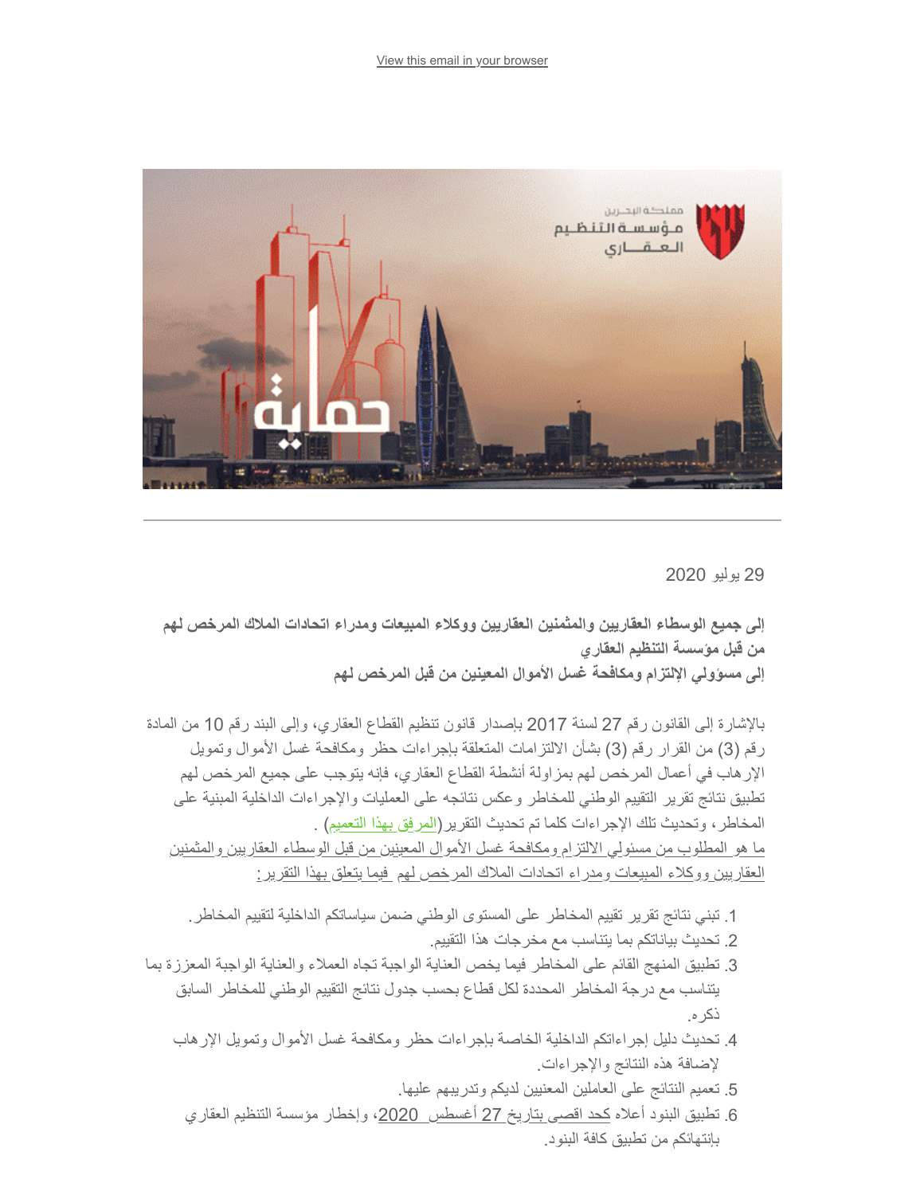View this email in your browser

29 يوليو 2020

**إلى جميع الوسطاء العقاريين والمثمنين العقاريين ووكلاء المبيعات ومدراء اتحادات الملاك المرخص لهم من قبل مؤسسة التنظيم العقاري**
**إلى مسؤولي الإلتزام ومكافحة غسل الأموال المعينين من قبل المرخص لهم**

بالإشارة إلى القانون رقم 27 لسنة 2017 بإصدار قانون تنظيم القطاع العقاري، وإلى البند رقم 10 من المادة رقم (3) من القرار رقم (3) بشأن الالتزامات المتعلقة بإجراءات حظر ومكافحة غسل الأموال وتمويل الإرهاب في أعمال المرخص لهم بمزاولة أنشطة القطاع العقاري، فإنه يتوجب على جميع المرخص لهم تطبيق نتائج تقرير التقييم الوطني للمخاطر وعكس نتائجه على العمليات والإجراءات الداخلية المبنية على المخاطر، وتحديث تلك الإجراءات كلما تم تحديث التقرير(المرفق بهذا التعميم) .

ما هو المطلوب من مسئولي الالتزام ومكافحة غسل الأموال المعينين من قبل الوسطاء العقاريين والمثمنين العقاريين ووكلاء المبيعات ومدراء اتحادات الملاك المرخص لهم فيما يتعلق بهذا التقرير:

1. تبني نتائج تقرير تقييم المخاطر على المستوى الوطني ضمن سياساتكم الداخلية لتقييم المخاطر.
2. تحديث بياناتكم بما يتناسب مع مخرجات هذا التقييم.
3. تطبيق المنهج القائم على المخاطر فيما يخص العناية الواجبة تجاه العملاء والعناية الواجبة المعززة بما يتناسب مع درجة المخاطر المحددة لكل قطاع بحسب جدول نتائج التقييم الوطني للمخاطر السابق ذكره.
4. تحديث دليل إجراءاتكم الداخلية الخاصة بإجراءات حظر ومكافحة غسل الأموال وتمويل الإرهاب لإضافة هذه النتائج والإجراءات.
5. تعميم النتائج على العاملين المعنيين لديكم وتدريبهم عليها.
6. تطبيق البنود أعلاه كحد اقصى بتاريخ 27 أغسطس 2020، وإخطار مؤسسة التنظيم العقاري بإنتهائكم من تطبيق كافة البنود.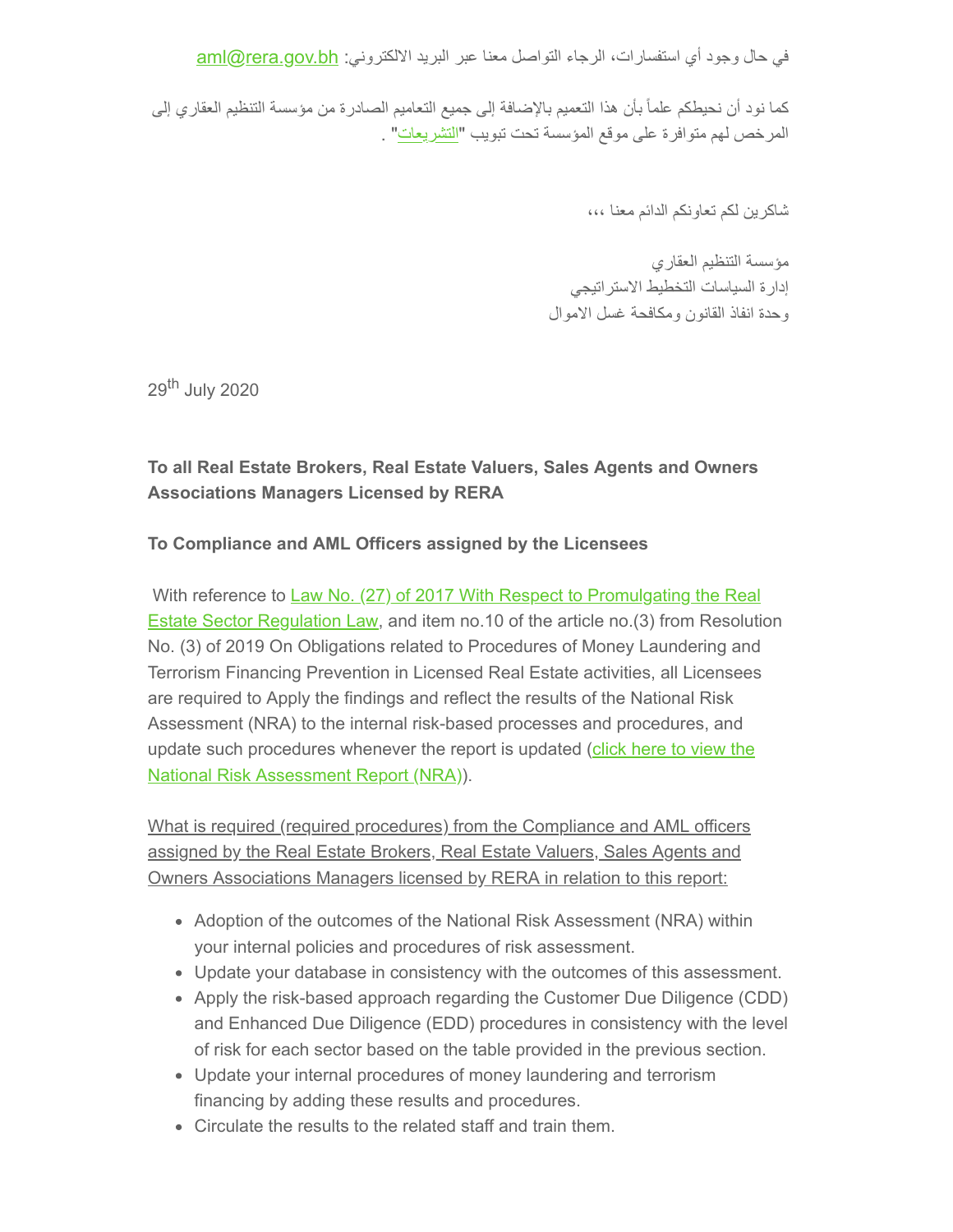في حال وجود أي استفسارات، الرجاء التواصل معنا عبر البريد الالكتروني: aml@rera.gov.bh

كما نود أن نحيطكم علماً بأن هذا التعميم بالإضافة إلى جميع التعاميم الصادرة من مؤسسة التنظيم العقاري إلى المرخص لهم متوافرة على موقع المؤسسة تحت تبويب "التشريعات" .

شاكرين لكم تعاونكم الدائم معنا ،،،

مؤسسة التنظيم العقاري
إدارة السياسات التخطيط الاستراتيجي
وحدة انفاذ القانون ومكافحة غسل الاموال

29th July 2020

**To all Real Estate Brokers, Real Estate Valuers, Sales Agents and Owners Associations Managers Licensed by RERA**

**To Compliance and AML Officers assigned by the Licensees**

With reference to Law No. (27) of 2017 With Respect to Promulgating the Real Estate Sector Regulation Law, and item no.10 of the article no.(3) from Resolution No. (3) of 2019 On Obligations related to Procedures of Money Laundering and Terrorism Financing Prevention in Licensed Real Estate activities, all Licensees are required to Apply the findings and reflect the results of the National Risk Assessment (NRA) to the internal risk-based processes and procedures, and update such procedures whenever the report is updated (click here to view the National Risk Assessment Report (NRA)).

What is required (required procedures) from the Compliance and AML officers assigned by the Real Estate Brokers, Real Estate Valuers, Sales Agents and Owners Associations Managers licensed by RERA in relation to this report:

- Adoption of the outcomes of the National Risk Assessment (NRA) within your internal policies and procedures of risk assessment.
- Update your database in consistency with the outcomes of this assessment.
- Apply the risk-based approach regarding the Customer Due Diligence (CDD) and Enhanced Due Diligence (EDD) procedures in consistency with the level of risk for each sector based on the table provided in the previous section.
- Update your internal procedures of money laundering and terrorism financing by adding these results and procedures.
- Circulate the results to the related staff and train them.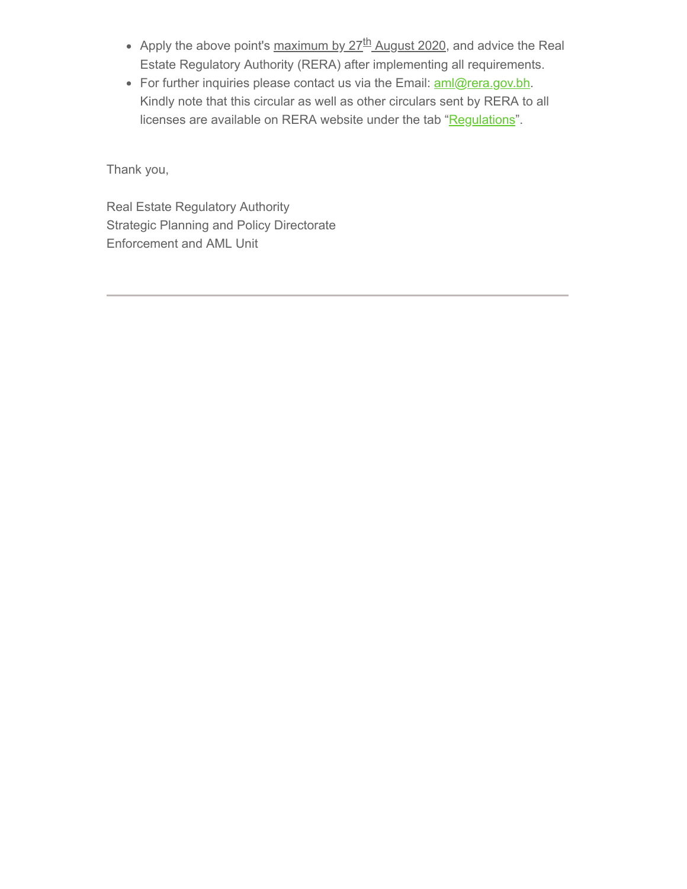- Apply the above point's maximum by 27th August 2020, and advice the Real Estate Regulatory Authority (RERA) after implementing all requirements.
- For further inquiries please contact us via the Email: aml@rera.gov.bh. Kindly note that this circular as well as other circulars sent by RERA to all licenses are available on RERA website under the tab "Regulations".

Thank you,

Real Estate Regulatory Authority
Strategic Planning and Policy Directorate
Enforcement and AML Unit

---